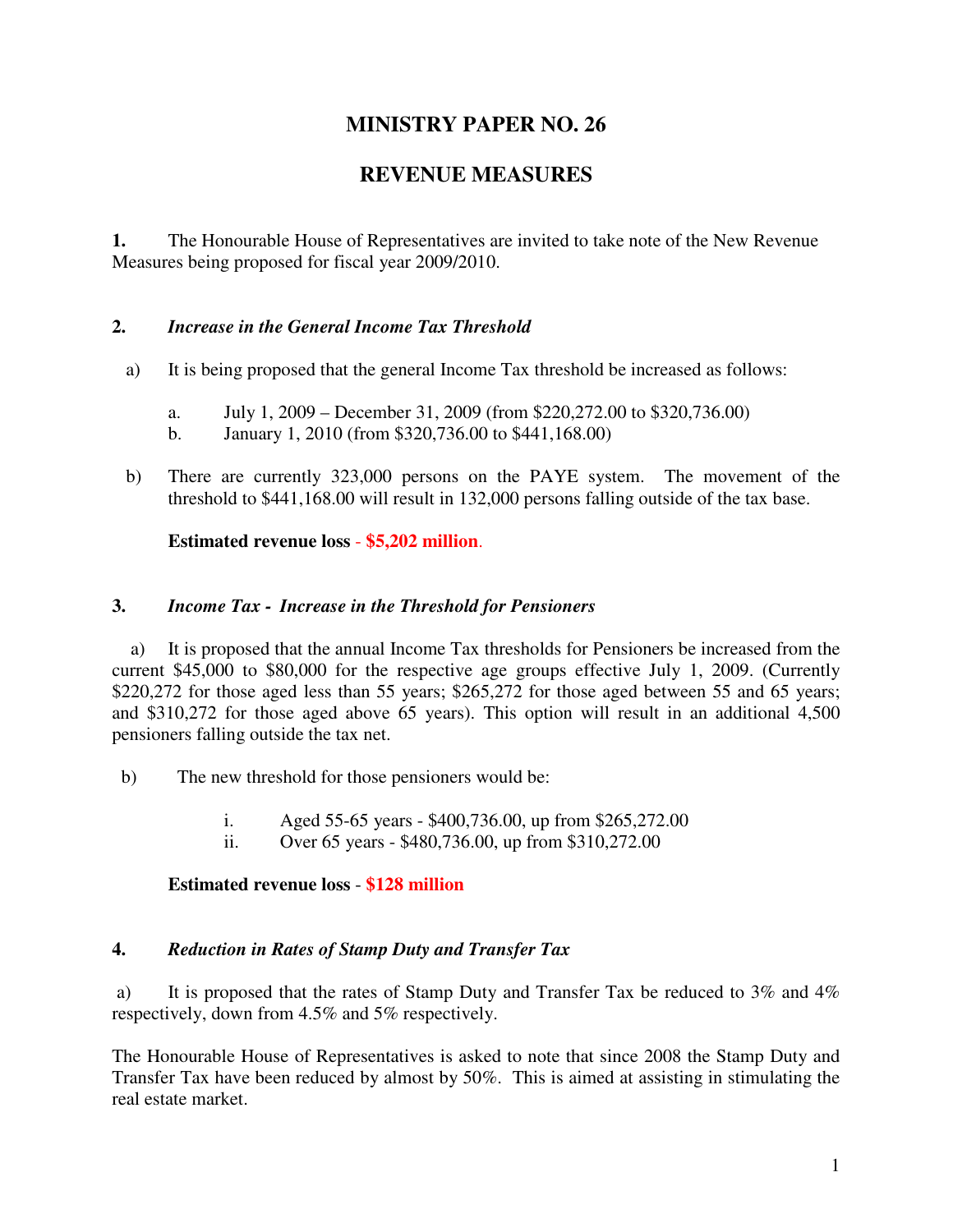# MINISTRY PAPER NO. 26

## REVENUE MEASURES

**1.** The Honourable House of Representatives are invited to take note of the New Revenue Measures being proposed for fiscal year 2009/2010.

**2.** ***Increase in the General Income Tax Threshold***

a) It is being proposed that the general Income Tax threshold be increased as follows:

   a. July 1, 2009 – December 31, 2009 (from $220,272.00 to $320,736.00)
   b. January 1, 2010 (from $320,736.00 to $441,168.00)

b) There are currently 323,000 persons on the PAYE system. The movement of the threshold to $441,168.00 will result in 132,000 persons falling outside of the tax base.

**Estimated revenue loss** - **$5,202 million**.

**3.** ***Income Tax - Increase in the Threshold for Pensioners***

a) It is proposed that the annual Income Tax thresholds for Pensioners be increased from the current $45,000 to $80,000 for the respective age groups effective July 1, 2009. (Currently $220,272 for those aged less than 55 years; $265,272 for those aged between 55 and 65 years; and $310,272 for those aged above 65 years). This option will result in an additional 4,500 pensioners falling outside the tax net.

b) The new threshold for those pensioners would be:

   i. Aged 55-65 years - $400,736.00, up from $265,272.00
   ii. Over 65 years - $480,736.00, up from $310,272.00

**Estimated revenue loss** - **$128 million**

**4.** ***Reduction in Rates of Stamp Duty and Transfer Tax***

a) It is proposed that the rates of Stamp Duty and Transfer Tax be reduced to 3% and 4% respectively, down from 4.5% and 5% respectively.

The Honourable House of Representatives is asked to note that since 2008 the Stamp Duty and Transfer Tax have been reduced by almost by 50%. This is aimed at assisting in stimulating the real estate market.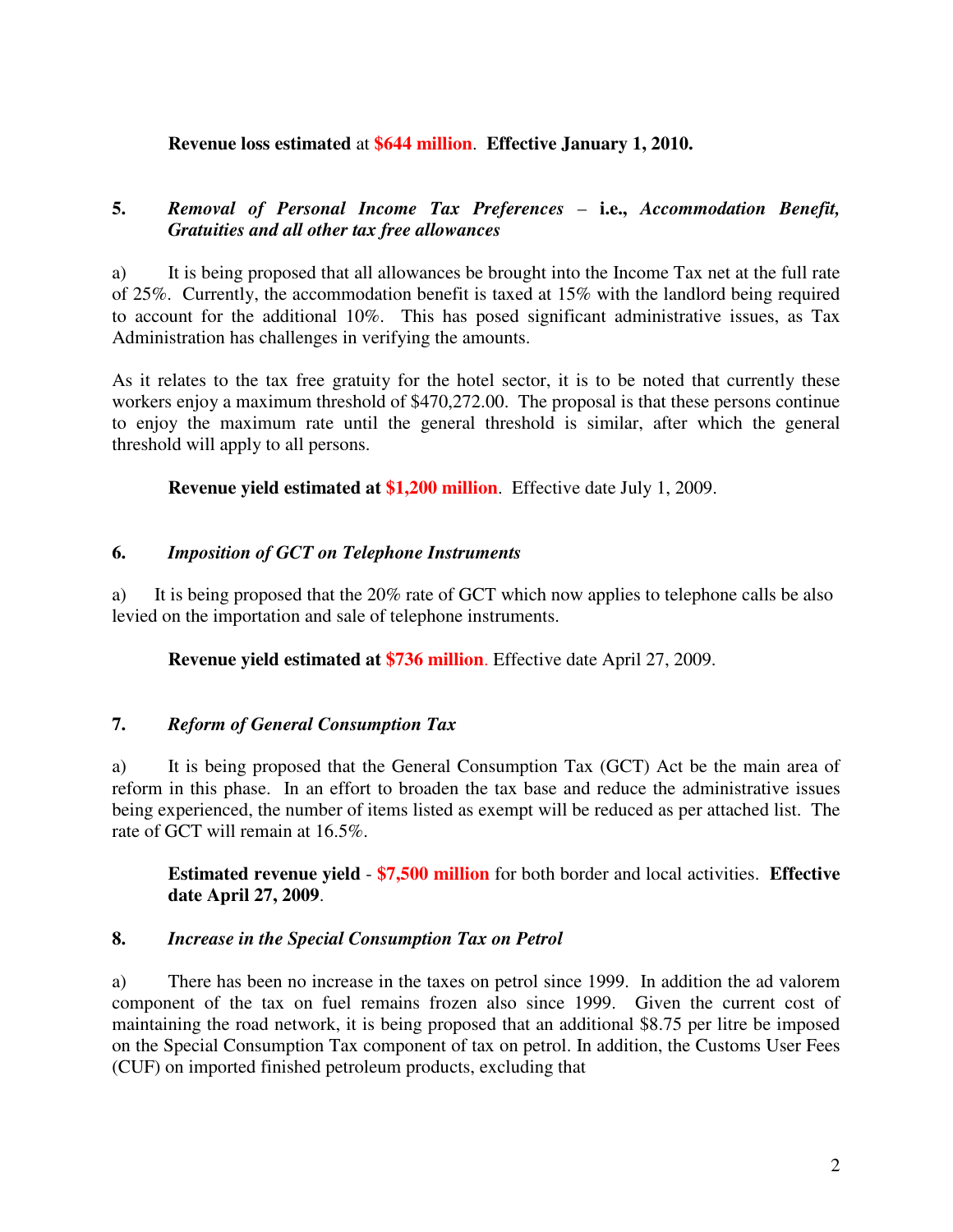**Revenue loss estimated** at **$644 million**. **Effective January 1, 2010.**

**5.** ***Removal of Personal Income Tax Preferences* – i.e., *Accommodation Benefit, Gratuities and all other tax free allowances***

a) It is being proposed that all allowances be brought into the Income Tax net at the full rate of 25%. Currently, the accommodation benefit is taxed at 15% with the landlord being required to account for the additional 10%. This has posed significant administrative issues, as Tax Administration has challenges in verifying the amounts.

As it relates to the tax free gratuity for the hotel sector, it is to be noted that currently these workers enjoy a maximum threshold of $470,272.00. The proposal is that these persons continue to enjoy the maximum rate until the general threshold is similar, after which the general threshold will apply to all persons.

**Revenue yield estimated at $1,200 million**. Effective date July 1, 2009.

**6.** ***Imposition of GCT on Telephone Instruments***

a) It is being proposed that the 20% rate of GCT which now applies to telephone calls be also levied on the importation and sale of telephone instruments.

**Revenue yield estimated at $736 million**. Effective date April 27, 2009.

**7.** ***Reform of General Consumption Tax***

a) It is being proposed that the General Consumption Tax (GCT) Act be the main area of reform in this phase. In an effort to broaden the tax base and reduce the administrative issues being experienced, the number of items listed as exempt will be reduced as per attached list. The rate of GCT will remain at 16.5%.

**Estimated revenue yield** - **$7,500 million** for both border and local activities. **Effective date April 27, 2009**.

**8.** ***Increase in the Special Consumption Tax on Petrol***

a) There has been no increase in the taxes on petrol since 1999. In addition the ad valorem component of the tax on fuel remains frozen also since 1999. Given the current cost of maintaining the road network, it is being proposed that an additional $8.75 per litre be imposed on the Special Consumption Tax component of tax on petrol. In addition, the Customs User Fees (CUF) on imported finished petroleum products, excluding that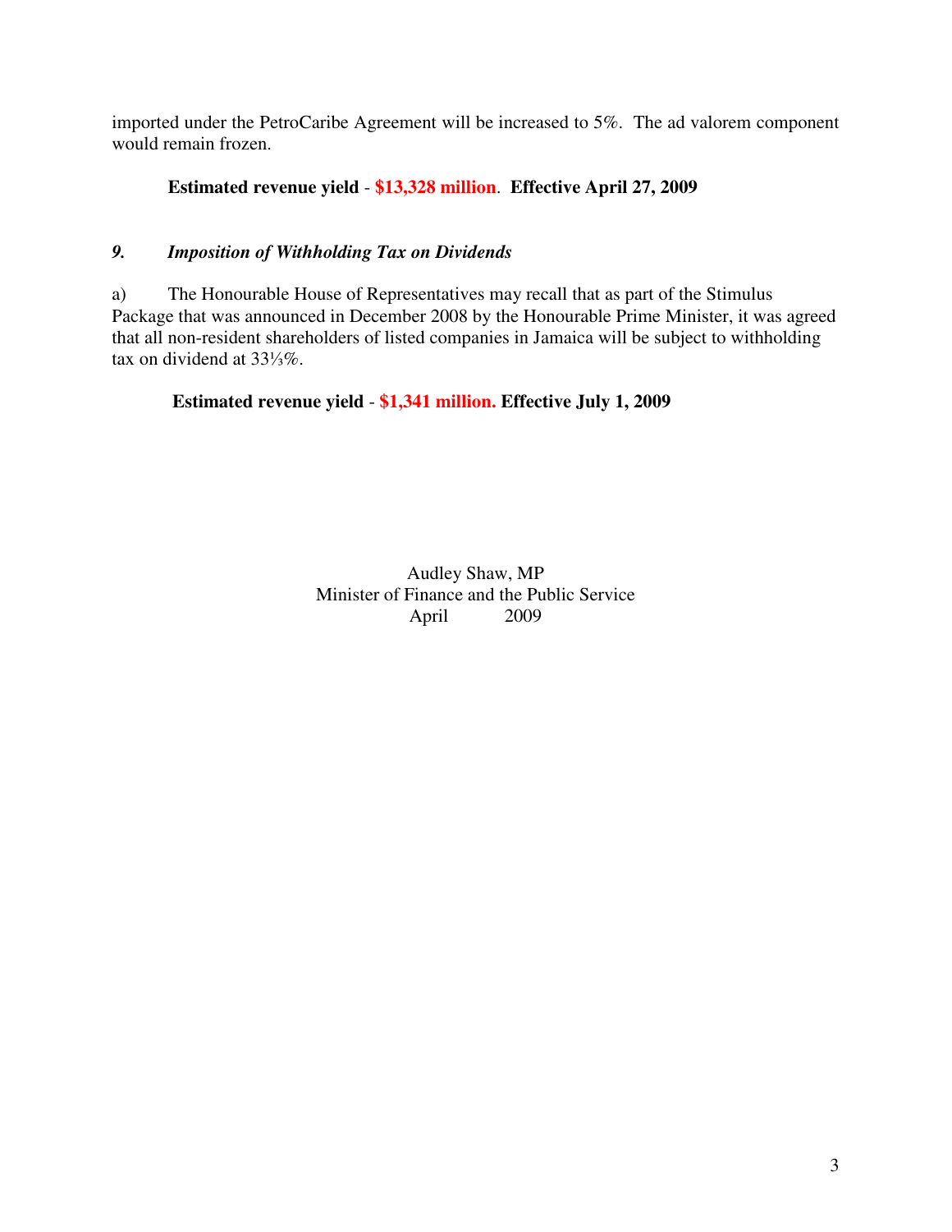imported under the PetroCaribe Agreement will be increased to 5%. The ad valorem component would remain frozen.

**Estimated revenue yield** - **$13,328 million**. **Effective April 27, 2009**

### *9. Imposition of Withholding Tax on Dividends*

a) The Honourable House of Representatives may recall that as part of the Stimulus Package that was announced in December 2008 by the Honourable Prime Minister, it was agreed that all non-resident shareholders of listed companies in Jamaica will be subject to withholding tax on dividend at 33⅓%.

**Estimated revenue yield** - **$1,341 million. Effective July 1, 2009**

Audley Shaw, MP
Minister of Finance and the Public Service
April 2009